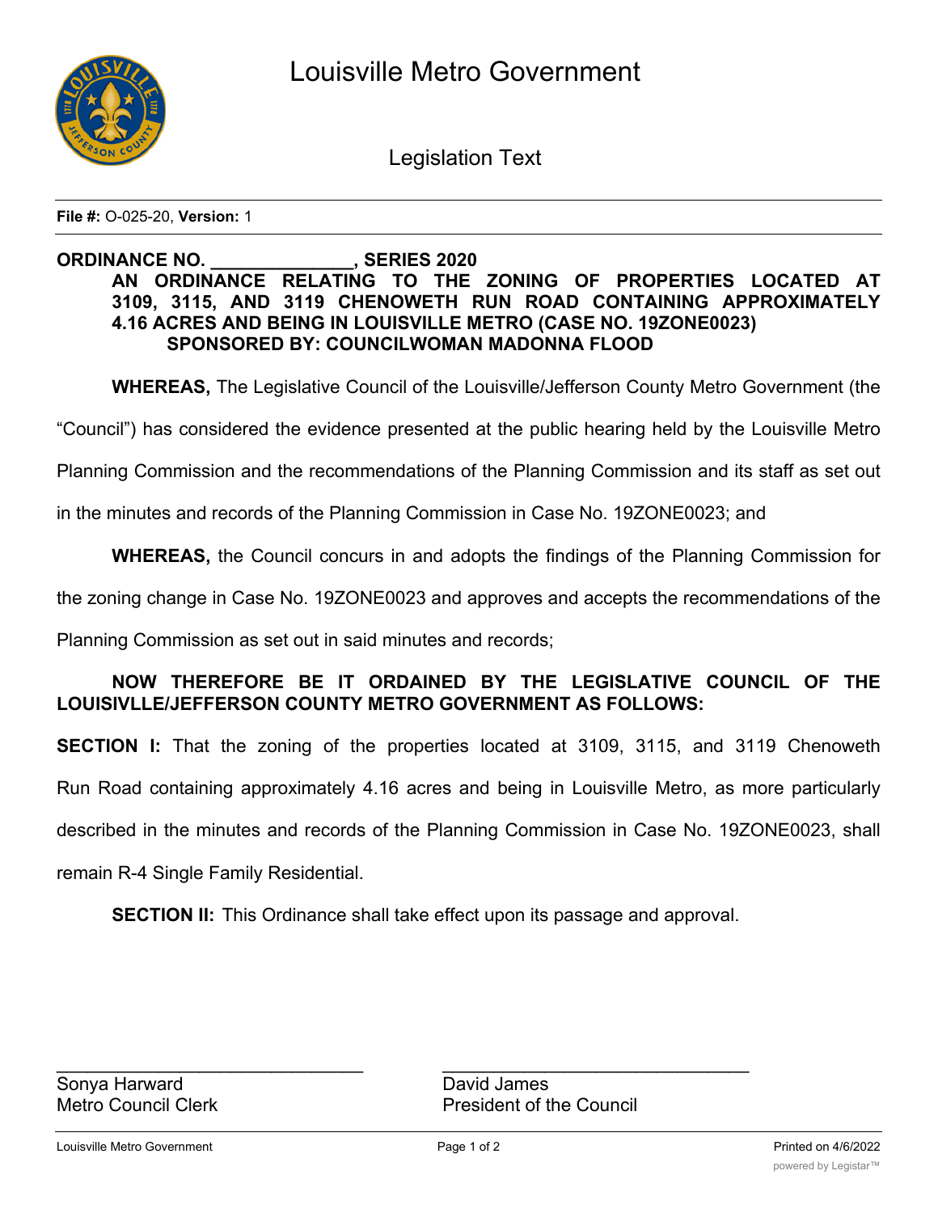# Louisville Metro Government

## Legislation Text

**File #:** O-025-20, **Version:** 1

**ORDINANCE NO. _______________, SERIES 2020**

**AN ORDINANCE RELATING TO THE ZONING OF PROPERTIES LOCATED AT 3109, 3115, AND 3119 CHENOWETH RUN ROAD CONTAINING APPROXIMATELY 4.16 ACRES AND BEING IN LOUISVILLE METRO (CASE NO. 19ZONE0023)**

**SPONSORED BY: COUNCILWOMAN MADONNA FLOOD**

**WHEREAS,** The Legislative Council of the Louisville/Jefferson County Metro Government (the "Council") has considered the evidence presented at the public hearing held by the Louisville Metro Planning Commission and the recommendations of the Planning Commission and its staff as set out in the minutes and records of the Planning Commission in Case No. 19ZONE0023; and

**WHEREAS,** the Council concurs in and adopts the findings of the Planning Commission for the zoning change in Case No. 19ZONE0023 and approves and accepts the recommendations of the Planning Commission as set out in said minutes and records;

**NOW THEREFORE BE IT ORDAINED BY THE LEGISLATIVE COUNCIL OF THE LOUISIVLLE/JEFFERSON COUNTY METRO GOVERNMENT AS FOLLOWS:**

**SECTION I:** That the zoning of the properties located at 3109, 3115, and 3119 Chenoweth Run Road containing approximately 4.16 acres and being in Louisville Metro, as more particularly described in the minutes and records of the Planning Commission in Case No. 19ZONE0023, shall remain R-4 Single Family Residential.

**SECTION II:** This Ordinance shall take effect upon its passage and approval.

_______________________________
Sonya Harward
Metro Council Clerk

_______________________________
David James
President of the Council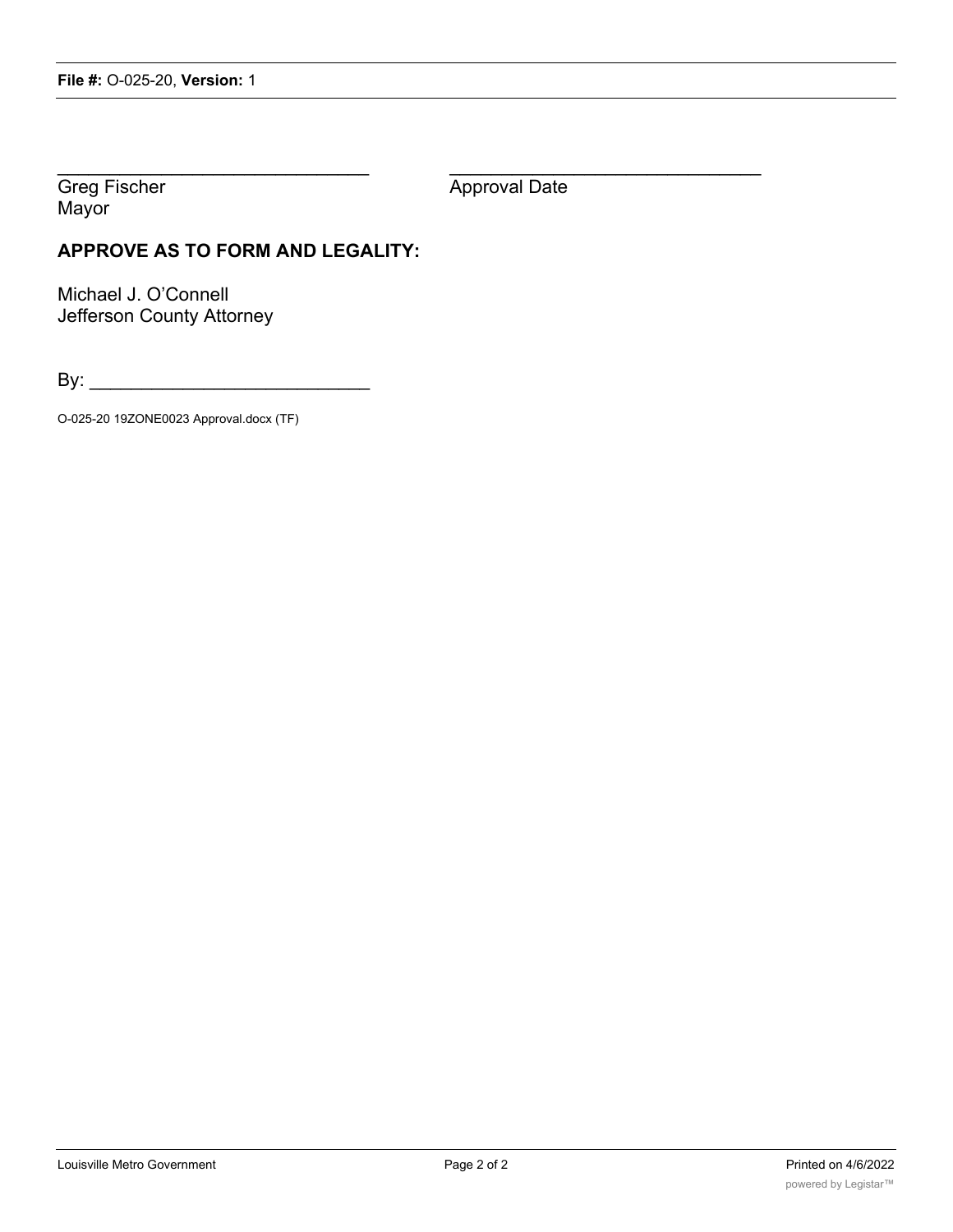_______________________________ _______________________________

Greg Fischer Approval Date

Mayor

**APPROVE AS TO FORM AND LEGALITY:**

Michael J. O'Connell
Jefferson County Attorney

By: ____________________________

O-025-20 19ZONE0023 Approval.docx (TF)